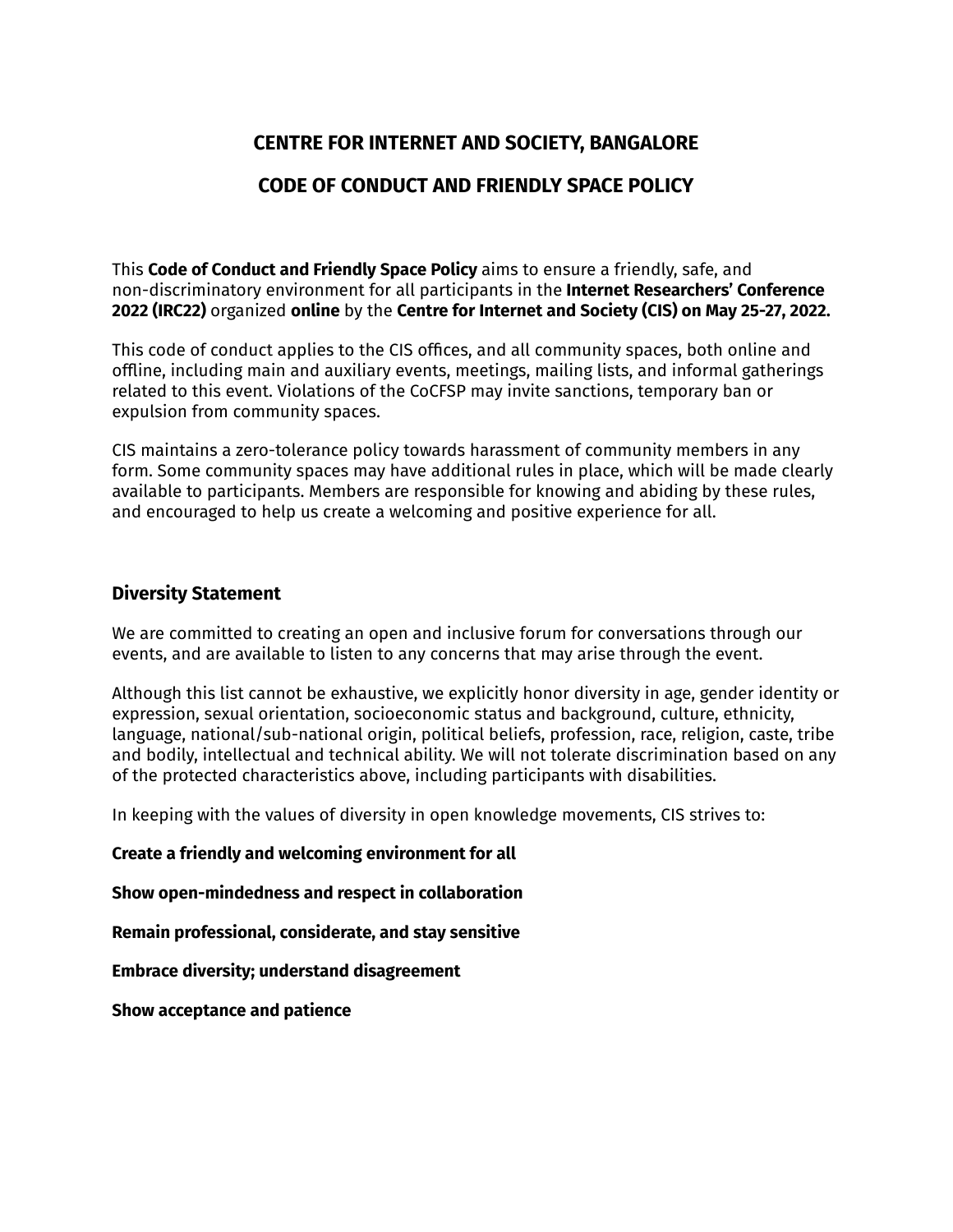# CENTRE FOR INTERNET AND SOCIETY, BANGALORE

# CODE OF CONDUCT AND FRIENDLY SPACE POLICY

This **Code of Conduct and Friendly Space Policy** aims to ensure a friendly, safe, and non-discriminatory environment for all participants in the **Internet Researchers' Conference 2022 (IRC22)** organized **online** by the **Centre for Internet and Society (CIS) on May 25-27, 2022.**

This code of conduct applies to the CIS offices, and all community spaces, both online and offline, including main and auxiliary events, meetings, mailing lists, and informal gatherings related to this event. Violations of the CoCFSP may invite sanctions, temporary ban or expulsion from community spaces.

CIS maintains a zero-tolerance policy towards harassment of community members in any form. Some community spaces may have additional rules in place, which will be made clearly available to participants. Members are responsible for knowing and abiding by these rules, and encouraged to help us create a welcoming and positive experience for all.

## Diversity Statement

We are committed to creating an open and inclusive forum for conversations through our events, and are available to listen to any concerns that may arise through the event.

Although this list cannot be exhaustive, we explicitly honor diversity in age, gender identity or expression, sexual orientation, socioeconomic status and background, culture, ethnicity, language, national/sub-national origin, political beliefs, profession, race, religion, caste, tribe and bodily, intellectual and technical ability. We will not tolerate discrimination based on any of the protected characteristics above, including participants with disabilities.

In keeping with the values of diversity in open knowledge movements, CIS strives to:

**Create a friendly and welcoming environment for all**

**Show open-mindedness and respect in collaboration**

**Remain professional, considerate, and stay sensitive**

**Embrace diversity; understand disagreement**

**Show acceptance and patience**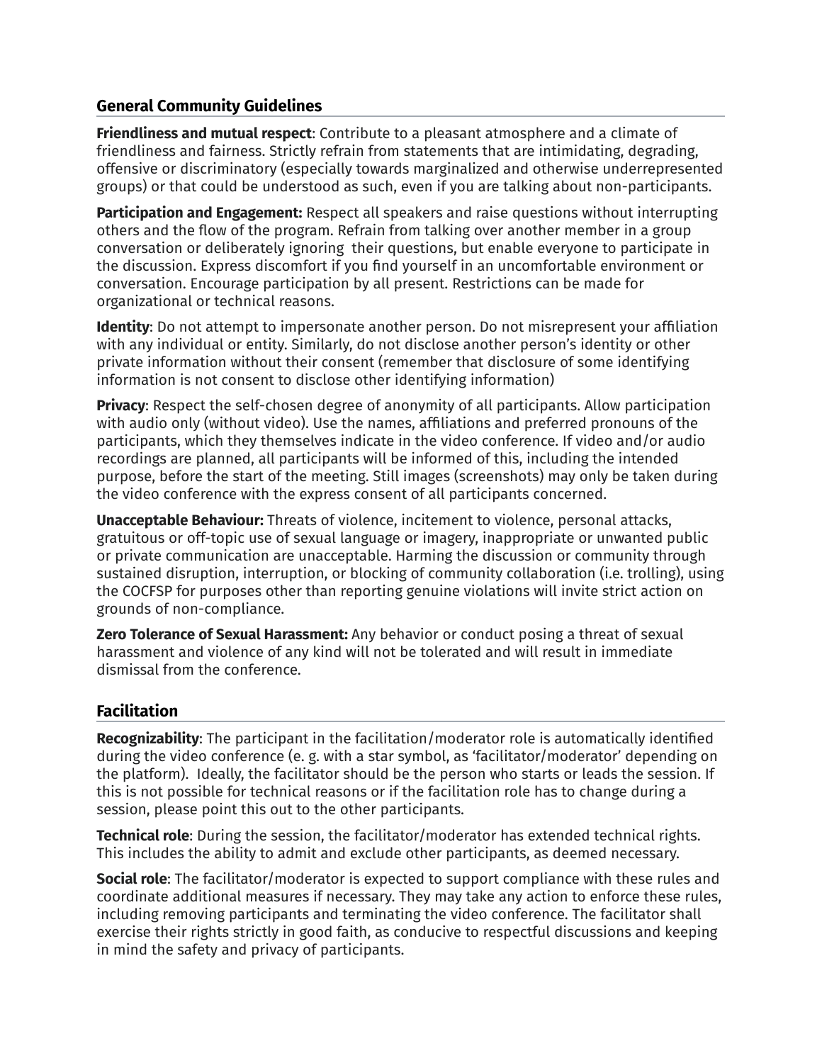## General Community Guidelines

**Friendliness and mutual respect**: Contribute to a pleasant atmosphere and a climate of friendliness and fairness. Strictly refrain from statements that are intimidating, degrading, offensive or discriminatory (especially towards marginalized and otherwise underrepresented groups) or that could be understood as such, even if you are talking about non-participants.

**Participation and Engagement:** Respect all speakers and raise questions without interrupting others and the flow of the program. Refrain from talking over another member in a group conversation or deliberately ignoring their questions, but enable everyone to participate in the discussion. Express discomfort if you find yourself in an uncomfortable environment or conversation. Encourage participation by all present. Restrictions can be made for organizational or technical reasons.

**Identity**: Do not attempt to impersonate another person. Do not misrepresent your affiliation with any individual or entity. Similarly, do not disclose another person's identity or other private information without their consent (remember that disclosure of some identifying information is not consent to disclose other identifying information)

**Privacy**: Respect the self-chosen degree of anonymity of all participants. Allow participation with audio only (without video). Use the names, affiliations and preferred pronouns of the participants, which they themselves indicate in the video conference. If video and/or audio recordings are planned, all participants will be informed of this, including the intended purpose, before the start of the meeting. Still images (screenshots) may only be taken during the video conference with the express consent of all participants concerned.

**Unacceptable Behaviour:** Threats of violence, incitement to violence, personal attacks, gratuitous or off-topic use of sexual language or imagery, inappropriate or unwanted public or private communication are unacceptable. Harming the discussion or community through sustained disruption, interruption, or blocking of community collaboration (i.e. trolling), using the COCFSP for purposes other than reporting genuine violations will invite strict action on grounds of non-compliance.

**Zero Tolerance of Sexual Harassment:** Any behavior or conduct posing a threat of sexual harassment and violence of any kind will not be tolerated and will result in immediate dismissal from the conference.

## Facilitation

**Recognizability**: The participant in the facilitation/moderator role is automatically identified during the video conference (e. g. with a star symbol, as 'facilitator/moderator' depending on the platform). Ideally, the facilitator should be the person who starts or leads the session. If this is not possible for technical reasons or if the facilitation role has to change during a session, please point this out to the other participants.

**Technical role**: During the session, the facilitator/moderator has extended technical rights. This includes the ability to admit and exclude other participants, as deemed necessary.

**Social role**: The facilitator/moderator is expected to support compliance with these rules and coordinate additional measures if necessary. They may take any action to enforce these rules, including removing participants and terminating the video conference. The facilitator shall exercise their rights strictly in good faith, as conducive to respectful discussions and keeping in mind the safety and privacy of participants.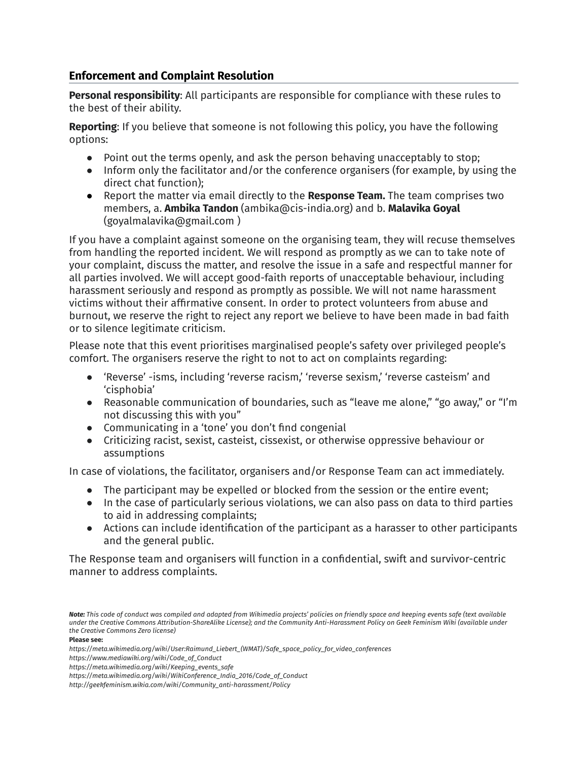## Enforcement and Complaint Resolution

**Personal responsibility**: All participants are responsible for compliance with these rules to the best of their ability.

**Reporting**: If you believe that someone is not following this policy, you have the following options:

- Point out the terms openly, and ask the person behaving unacceptably to stop;
- Inform only the facilitator and/or the conference organisers (for example, by using the direct chat function);
- Report the matter via email directly to the **Response Team.** The team comprises two members, a. **Ambika Tandon** (ambika@cis-india.org) and b. **Malavika Goyal** (goyalmalavika@gmail.com )

If you have a complaint against someone on the organising team, they will recuse themselves from handling the reported incident. We will respond as promptly as we can to take note of your complaint, discuss the matter, and resolve the issue in a safe and respectful manner for all parties involved. We will accept good-faith reports of unacceptable behaviour, including harassment seriously and respond as promptly as possible. We will not name harassment victims without their affirmative consent. In order to protect volunteers from abuse and burnout, we reserve the right to reject any report we believe to have been made in bad faith or to silence legitimate criticism.

Please note that this event prioritises marginalised people's safety over privileged people's comfort. The organisers reserve the right to not to act on complaints regarding:

- 'Reverse' -isms, including 'reverse racism,' 'reverse sexism,' 'reverse casteism' and 'cisphobia'
- Reasonable communication of boundaries, such as "leave me alone," "go away," or "I'm not discussing this with you"
- Communicating in a 'tone' you don't find congenial
- Criticizing racist, sexist, casteist, cissexist, or otherwise oppressive behaviour or assumptions

In case of violations, the facilitator, organisers and/or Response Team can act immediately.

- The participant may be expelled or blocked from the session or the entire event;
- In the case of particularly serious violations, we can also pass on data to third parties to aid in addressing complaints;
- Actions can include identification of the participant as a harasser to other participants and the general public.

The Response team and organisers will function in a confidential, swift and survivor-centric manner to address complaints.

***Note:*** *This code of conduct was compiled and adapted from Wikimedia projects' policies on friendly space and keeping events safe (text available under the Creative Commons Attribution-ShareAlike License); and the Community Anti-Harassment Policy on Geek Feminism Wiki (available under the Creative Commons Zero license)*

**Please see:**

*https://meta.wikimedia.org/wiki/User:Raimund_Liebert_(WMAT)/Safe_space_policy_for_video_conferences*

*https://www.mediawiki.org/wiki/Code_of_Conduct*

*https://meta.wikimedia.org/wiki/Keeping_events_safe*

*https://meta.wikimedia.org/wiki/WikiConference_India_2016/Code_of_Conduct*

*http://geekfeminism.wikia.com/wiki/Community_anti-harassment/Policy*